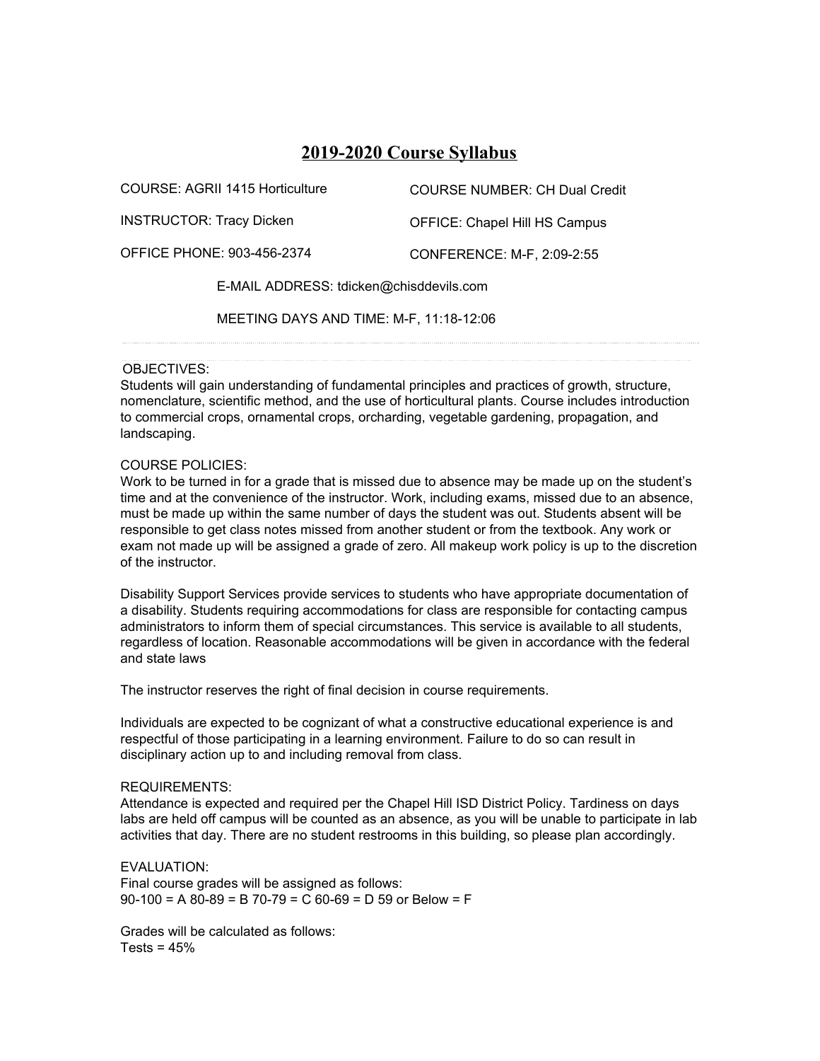# 2019-2020 Course Syllabus

COURSE: AGRII 1415 Horticulture

COURSE NUMBER: CH Dual Credit

INSTRUCTOR: Tracy Dicken

OFFICE: Chapel Hill HS Campus

OFFICE PHONE: 903-456-2374

CONFERENCE: M-F, 2:09-2:55

E-MAIL ADDRESS: tdicken@chisddevils.com

MEETING DAYS AND TIME: M-F, 11:18-12:06

---

OBJECTIVES:

Students will gain understanding of fundamental principles and practices of growth, structure, nomenclature, scientific method, and the use of horticultural plants. Course includes introduction to commercial crops, ornamental crops, orcharding, vegetable gardening, propagation, and landscaping.

COURSE POLICIES:

Work to be turned in for a grade that is missed due to absence may be made up on the student's time and at the convenience of the instructor. Work, including exams, missed due to an absence, must be made up within the same number of days the student was out. Students absent will be responsible to get class notes missed from another student or from the textbook. Any work or exam not made up will be assigned a grade of zero. All makeup work policy is up to the discretion of the instructor.

Disability Support Services provide services to students who have appropriate documentation of a disability. Students requiring accommodations for class are responsible for contacting campus administrators to inform them of special circumstances. This service is available to all students, regardless of location. Reasonable accommodations will be given in accordance with the federal and state laws

The instructor reserves the right of final decision in course requirements.

Individuals are expected to be cognizant of what a constructive educational experience is and respectful of those participating in a learning environment. Failure to do so can result in disciplinary action up to and including removal from class.

REQUIREMENTS:

Attendance is expected and required per the Chapel Hill ISD District Policy. Tardiness on days labs are held off campus will be counted as an absence, as you will be unable to participate in lab activities that day. There are no student restrooms in this building, so please plan accordingly.

EVALUATION:

Final course grades will be assigned as follows:

90-100 = A 80-89 = B 70-79 = C 60-69 = D 59 or Below = F

Grades will be calculated as follows:

Tests = 45%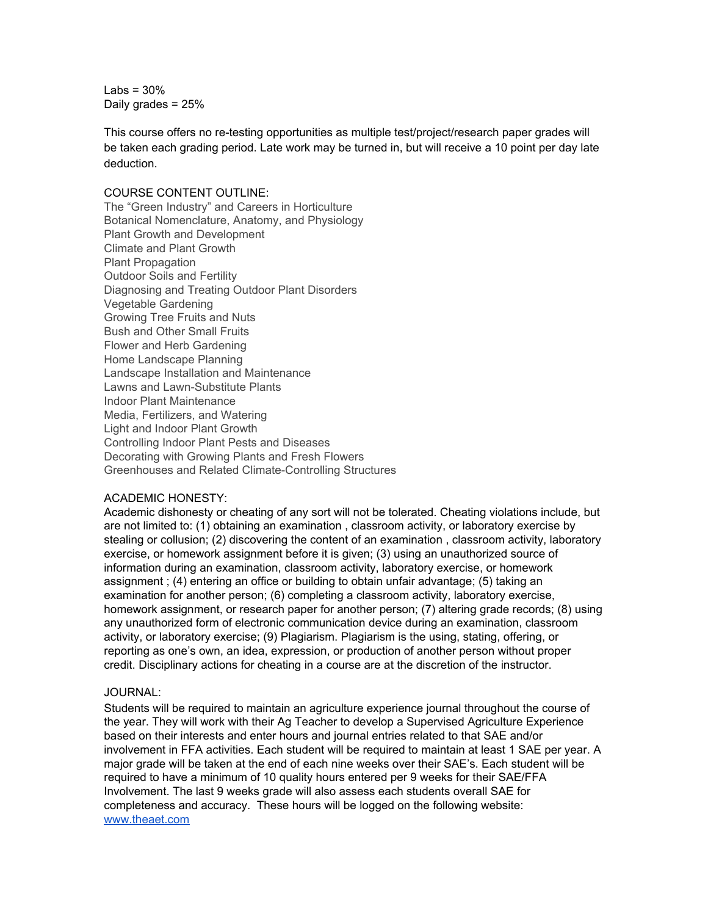Labs = 30%
Daily grades = 25%

This course offers no re-testing opportunities as multiple test/project/research paper grades will be taken each grading period. Late work may be turned in, but will receive a 10 point per day late deduction.

COURSE CONTENT OUTLINE:

The "Green Industry" and Careers in Horticulture
Botanical Nomenclature, Anatomy, and Physiology
Plant Growth and Development
Climate and Plant Growth
Plant Propagation
Outdoor Soils and Fertility
Diagnosing and Treating Outdoor Plant Disorders
Vegetable Gardening
Growing Tree Fruits and Nuts
Bush and Other Small Fruits
Flower and Herb Gardening
Home Landscape Planning
Landscape Installation and Maintenance
Lawns and Lawn-Substitute Plants
Indoor Plant Maintenance
Media, Fertilizers, and Watering
Light and Indoor Plant Growth
Controlling Indoor Plant Pests and Diseases
Decorating with Growing Plants and Fresh Flowers
Greenhouses and Related Climate-Controlling Structures

ACADEMIC HONESTY:

Academic dishonesty or cheating of any sort will not be tolerated. Cheating violations include, but are not limited to: (1) obtaining an examination , classroom activity, or laboratory exercise by stealing or collusion; (2) discovering the content of an examination , classroom activity, laboratory exercise, or homework assignment before it is given; (3) using an unauthorized source of information during an examination, classroom activity, laboratory exercise, or homework assignment ; (4) entering an office or building to obtain unfair advantage; (5) taking an examination for another person; (6) completing a classroom activity, laboratory exercise, homework assignment, or research paper for another person; (7) altering grade records; (8) using any unauthorized form of electronic communication device during an examination, classroom activity, or laboratory exercise; (9) Plagiarism. Plagiarism is the using, stating, offering, or reporting as one's own, an idea, expression, or production of another person without proper credit. Disciplinary actions for cheating in a course are at the discretion of the instructor.

JOURNAL:

Students will be required to maintain an agriculture experience journal throughout the course of the year. They will work with their Ag Teacher to develop a Supervised Agriculture Experience based on their interests and enter hours and journal entries related to that SAE and/or involvement in FFA activities. Each student will be required to maintain at least 1 SAE per year. A major grade will be taken at the end of each nine weeks over their SAE's. Each student will be required to have a minimum of 10 quality hours entered per 9 weeks for their SAE/FFA Involvement. The last 9 weeks grade will also assess each students overall SAE for completeness and accuracy. These hours will be logged on the following website: www.theaet.com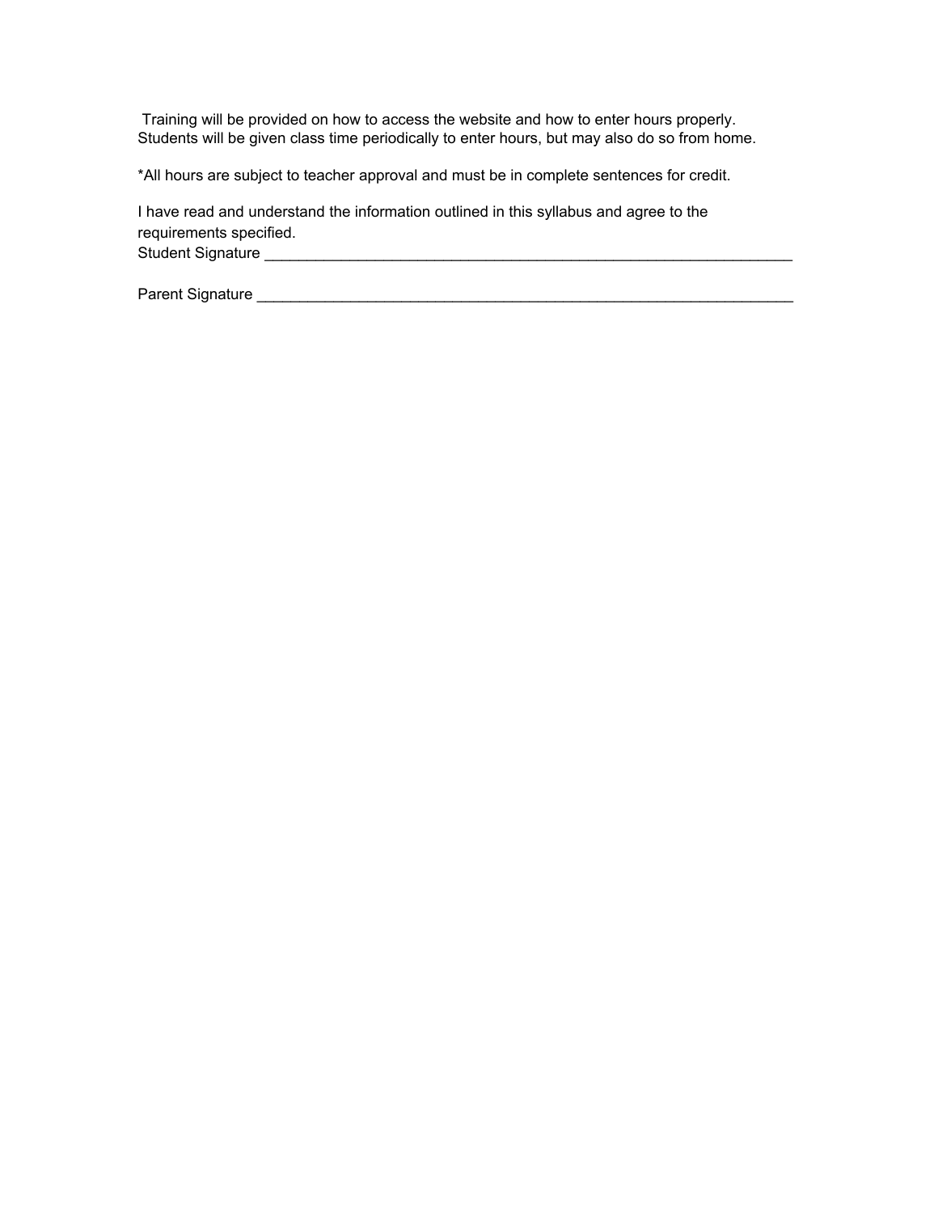Training will be provided on how to access the website and how to enter hours properly. Students will be given class time periodically to enter hours, but may also do so from home.

*All hours are subject to teacher approval and must be in complete sentences for credit.

I have read and understand the information outlined in this syllabus and agree to the requirements specified.

Student Signature ________________________________________________________________

Parent Signature ________________________________________________________________